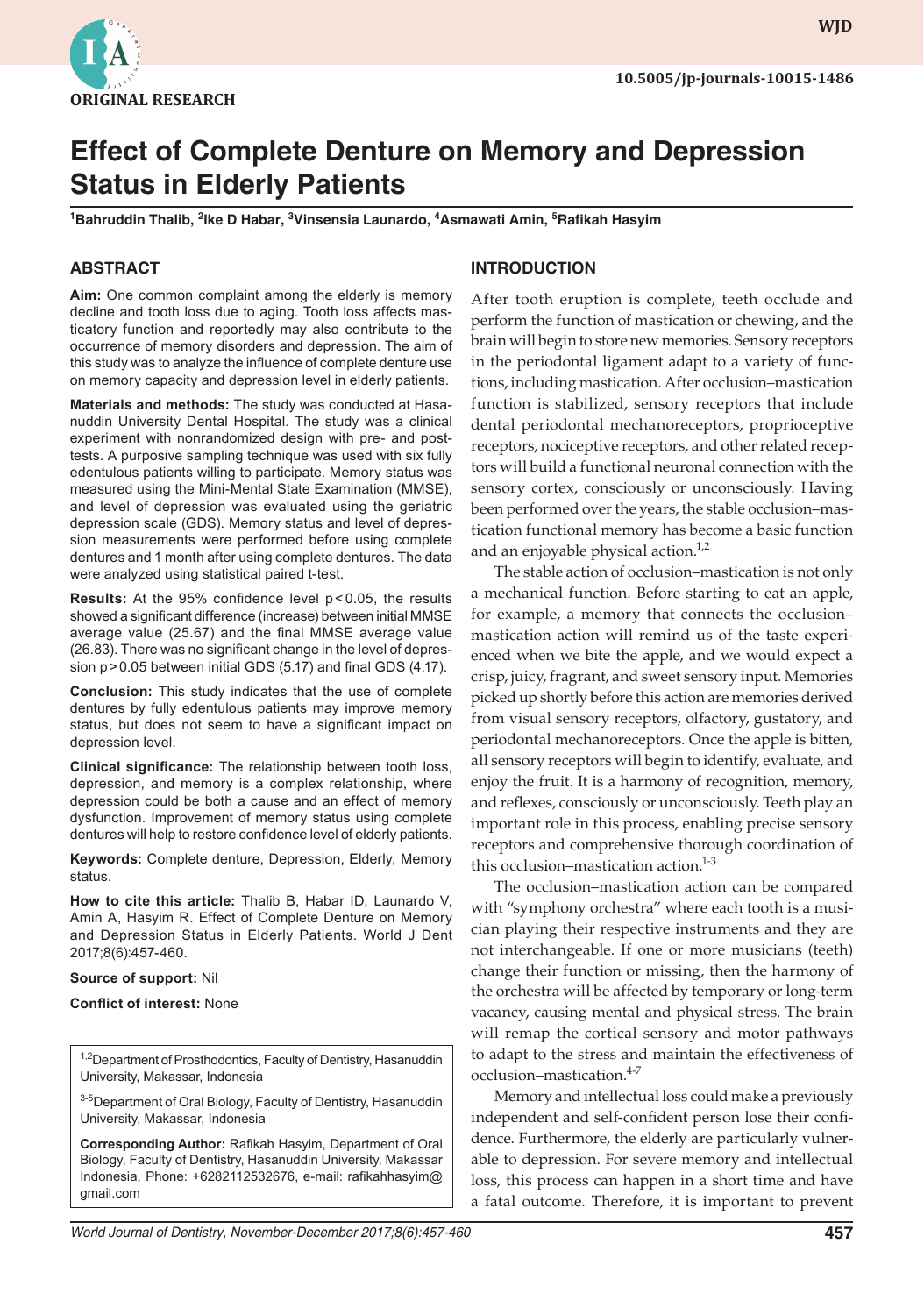ORIGINAL RESEARCH

10.5005/jp-journals-10015-1486

# Effect of Complete Denture on Memory and Depression Status in Elderly Patients

[1]Bahruddin Thalib, [2]Ike D Habar, [3]Vinsensia Launardo, [4]Asmawati Amin, [5]Rafikah Hasyim

## ABSTRACT

**Aim:** One common complaint among the elderly is memory decline and tooth loss due to aging. Tooth loss affects masticatory function and reportedly may also contribute to the occurrence of memory disorders and depression. The aim of this study was to analyze the influence of complete denture use on memory capacity and depression level in elderly patients.

**Materials and methods:** The study was conducted at Hasanuddin University Dental Hospital. The study was a clinical experiment with nonrandomized design with pre- and posttests. A purposive sampling technique was used with six fully edentulous patients willing to participate. Memory status was measured using the Mini-Mental State Examination (MMSE), and level of depression was evaluated using the geriatric depression scale (GDS). Memory status and level of depression measurements were performed before using complete dentures and 1 month after using complete dentures. The data were analyzed using statistical paired t-test.

**Results:** At the 95% confidence level $p < 0.05$, the results showed a significant difference (increase) between initial MMSE average value (25.67) and the final MMSE average value (26.83). There was no significant change in the level of depression $p > 0.05$ between initial GDS (5.17) and final GDS (4.17).

**Conclusion:** This study indicates that the use of complete dentures by fully edentulous patients may improve memory status, but does not seem to have a significant impact on depression level.

**Clinical significance:** The relationship between tooth loss, depression, and memory is a complex relationship, where depression could be both a cause and an effect of memory dysfunction. Improvement of memory status using complete dentures will help to restore confidence level of elderly patients.

**Keywords:** Complete denture, Depression, Elderly, Memory status.

**How to cite this article:** Thalib B, Habar ID, Launardo V, Amin A, Hasyim R. Effect of Complete Denture on Memory and Depression Status in Elderly Patients. World J Dent 2017;8(6):457-460.

**Source of support:** Nil

**Conflict of interest:** None

[1,2]Department of Prosthodontics, Faculty of Dentistry, Hasanuddin University, Makassar, Indonesia

[3-5]Department of Oral Biology, Faculty of Dentistry, Hasanuddin University, Makassar, Indonesia

**Corresponding Author:** Rafikah Hasyim, Department of Oral Biology, Faculty of Dentistry, Hasanuddin University, Makassar Indonesia, Phone: +6282112532676, e-mail: rafikahhasyim@gmail.com

## INTRODUCTION

After tooth eruption is complete, teeth occlude and perform the function of mastication or chewing, and the brain will begin to store new memories. Sensory receptors in the periodontal ligament adapt to a variety of functions, including mastication. After occlusion–mastication function is stabilized, sensory receptors that include dental periodontal mechanoreceptors, proprioceptive receptors, nociceptive receptors, and other related receptors will build a functional neuronal connection with the sensory cortex, consciously or unconsciously. Having been performed over the years, the stable occlusion–mastication functional memory has become a basic function and an enjoyable physical action.[1,2]

The stable action of occlusion–mastication is not only a mechanical function. Before starting to eat an apple, for example, a memory that connects the occlusion–mastication action will remind us of the taste experienced when we bite the apple, and we would expect a crisp, juicy, fragrant, and sweet sensory input. Memories picked up shortly before this action are memories derived from visual sensory receptors, olfactory, gustatory, and periodontal mechanoreceptors. Once the apple is bitten, all sensory receptors will begin to identify, evaluate, and enjoy the fruit. It is a harmony of recognition, memory, and reflexes, consciously or unconsciously. Teeth play an important role in this process, enabling precise sensory receptors and comprehensive thorough coordination of this occlusion–mastication action.[1-3]

The occlusion–mastication action can be compared with "symphony orchestra" where each tooth is a musician playing their respective instruments and they are not interchangeable. If one or more musicians (teeth) change their function or missing, then the harmony of the orchestra will be affected by temporary or long-term vacancy, causing mental and physical stress. The brain will remap the cortical sensory and motor pathways to adapt to the stress and maintain the effectiveness of occlusion–mastication.[4-7]

Memory and intellectual loss could make a previously independent and self-confident person lose their confidence. Furthermore, the elderly are particularly vulnerable to depression. For severe memory and intellectual loss, this process can happen in a short time and have a fatal outcome. Therefore, it is important to prevent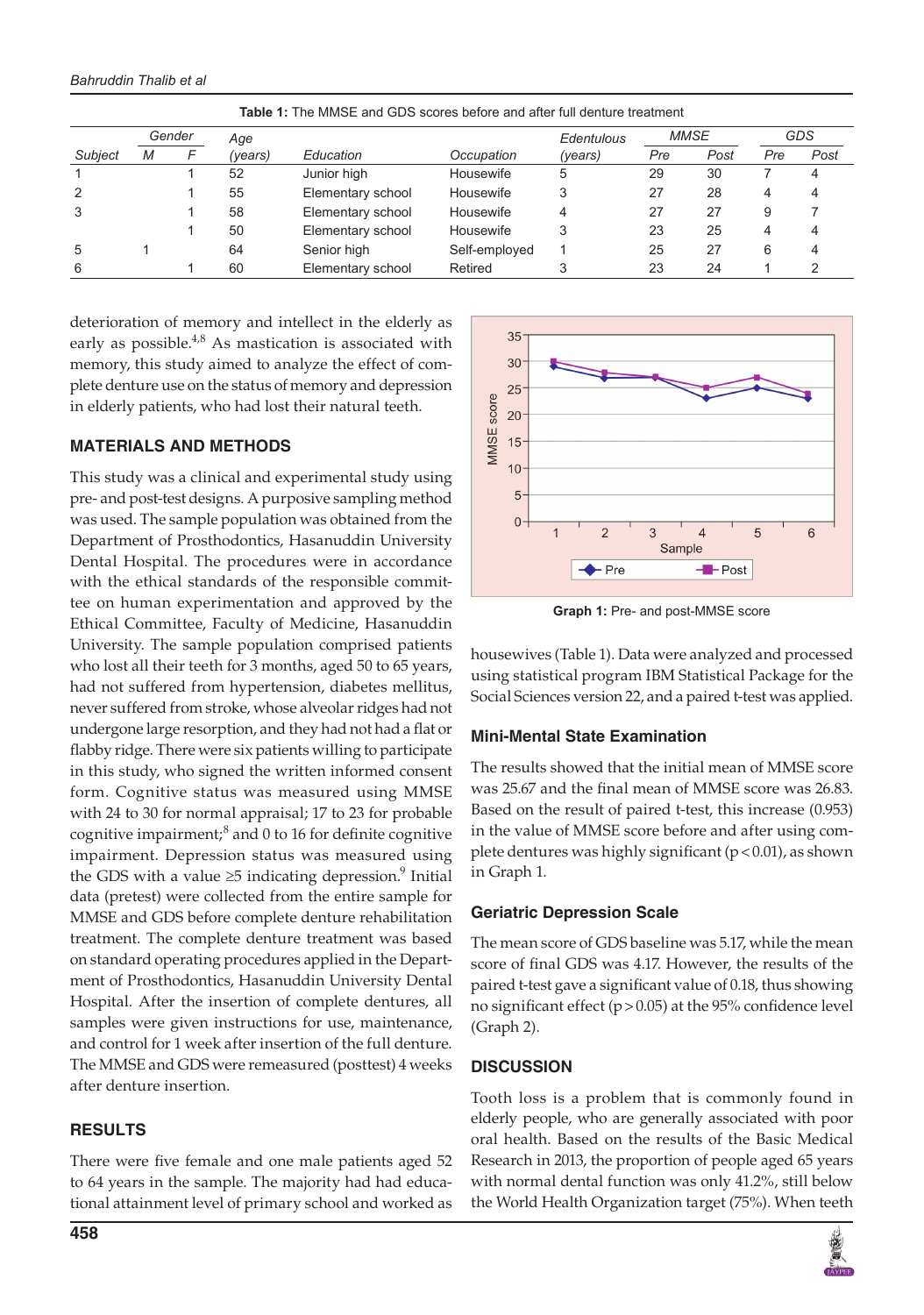**Table 1:** The MMSE and GDS scores before and after full denture treatment

| Subject | Gender | | Age (years) | Education | Occupation | Edentulous (years) | MMSE | | GDS | |
|---|---|---|---|---|---|---|---|---|---|---|
| | M | F | | | | | Pre | Post | Pre | Post |
| 1 | | 1 | 52 | Junior high | Housewife | 5 | 29 | 30 | 7 | 4 |
| 2 | | 1 | 55 | Elementary school | Housewife | 3 | 27 | 28 | 4 | 4 |
| 3 | | 1 | 58 | Elementary school | Housewife | 4 | 27 | 27 | 9 | 7 |
| | | 1 | 50 | Elementary school | Housewife | 3 | 23 | 25 | 4 | 4 |
| 5 | 1 | | 64 | Senior high | Self-employed | 1 | 25 | 27 | 6 | 4 |
| 6 | | 1 | 60 | Elementary school | Retired | 3 | 23 | 24 | 1 | 2 |

deterioration of memory and intellect in the elderly as early as possible.[4,8] As mastication is associated with memory, this study aimed to analyze the effect of complete denture use on the status of memory and depression in elderly patients, who had lost their natural teeth.

## MATERIALS AND METHODS

This study was a clinical and experimental study using pre- and post-test designs. A purposive sampling method was used. The sample population was obtained from the Department of Prosthodontics, Hasanuddin University Dental Hospital. The procedures were in accordance with the ethical standards of the responsible committee on human experimentation and approved by the Ethical Committee, Faculty of Medicine, Hasanuddin University. The sample population comprised patients who lost all their teeth for 3 months, aged 50 to 65 years, had not suffered from hypertension, diabetes mellitus, never suffered from stroke, whose alveolar ridges had not undergone large resorption, and they had not had a flat or flabby ridge. There were six patients willing to participate in this study, who signed the written informed consent form. Cognitive status was measured using MMSE with 24 to 30 for normal appraisal; 17 to 23 for probable cognitive impairment;[8] and 0 to 16 for definite cognitive impairment. Depression status was measured using the GDS with a value ≥5 indicating depression.[9] Initial data (pretest) were collected from the entire sample for MMSE and GDS before complete denture rehabilitation treatment. The complete denture treatment was based on standard operating procedures applied in the Department of Prosthodontics, Hasanuddin University Dental Hospital. After the insertion of complete dentures, all samples were given instructions for use, maintenance, and control for 1 week after insertion of the full denture. The MMSE and GDS were remeasured (posttest) 4 weeks after denture insertion.

## RESULTS

There were five female and one male patients aged 52 to 64 years in the sample. The majority had had educational attainment level of primary school and worked as housewives (Table 1). Data were analyzed and processed using statistical program IBM Statistical Package for the Social Sciences version 22, and a paired t-test was applied.

**Graph 1:** Pre- and post-MMSE score

### Mini-Mental State Examination

The results showed that the initial mean of MMSE score was 25.67 and the final mean of MMSE score was 26.83. Based on the result of paired t-test, this increase (0.953) in the value of MMSE score before and after using complete dentures was highly significant ($p < 0.01$), as shown in Graph 1.

### Geriatric Depression Scale

The mean score of GDS baseline was 5.17, while the mean score of final GDS was 4.17. However, the results of the paired t-test gave a significant value of 0.18, thus showing no significant effect ($p > 0.05$) at the 95% confidence level (Graph 2).

## DISCUSSION

Tooth loss is a problem that is commonly found in elderly people, who are generally associated with poor oral health. Based on the results of the Basic Medical Research in 2013, the proportion of people aged 65 years with normal dental function was only 41.2%, still below the World Health Organization target (75%). When teeth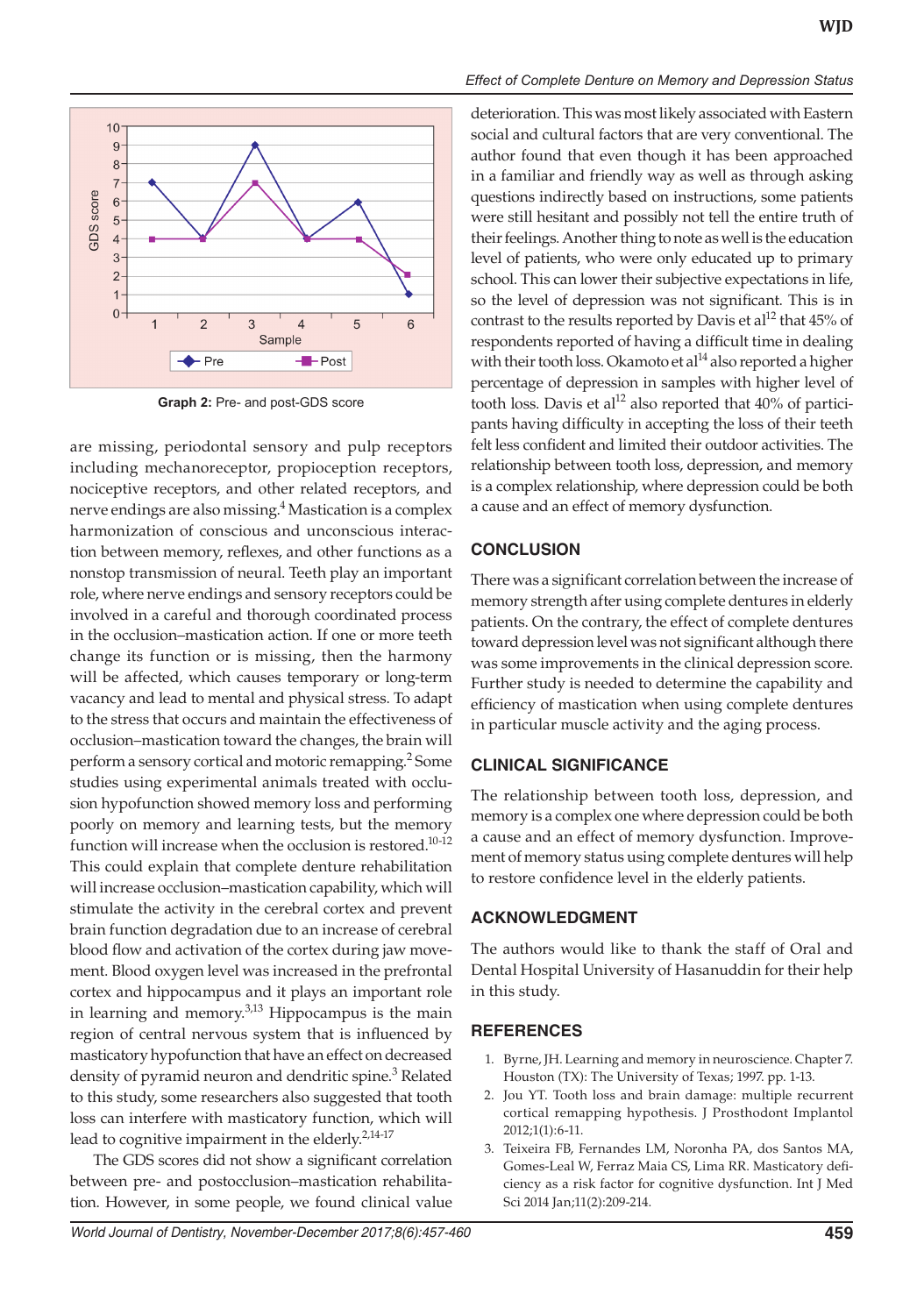Graph 2: Pre- and post-GDS score

are missing, periodontal sensory and pulp receptors including mechanoreceptor, propioception receptors, nociceptive receptors, and other related receptors, and nerve endings are also missing.[4] Mastication is a complex harmonization of conscious and unconscious interaction between memory, reflexes, and other functions as a nonstop transmission of neural. Teeth play an important role, where nerve endings and sensory receptors could be involved in a careful and thorough coordinated process in the occlusion–mastication action. If one or more teeth change its function or is missing, then the harmony will be affected, which causes temporary or long-term vacancy and lead to mental and physical stress. To adapt to the stress that occurs and maintain the effectiveness of occlusion–mastication toward the changes, the brain will perform a sensory cortical and motoric remapping.[2] Some studies using experimental animals treated with occlusion hypofunction showed memory loss and performing poorly on memory and learning tests, but the memory function will increase when the occlusion is restored.[10-12] This could explain that complete denture rehabilitation will increase occlusion–mastication capability, which will stimulate the activity in the cerebral cortex and prevent brain function degradation due to an increase of cerebral blood flow and activation of the cortex during jaw movement. Blood oxygen level was increased in the prefrontal cortex and hippocampus and it plays an important role in learning and memory.[3,13] Hippocampus is the main region of central nervous system that is influenced by masticatory hypofunction that have an effect on decreased density of pyramid neuron and dendritic spine.[3] Related to this study, some researchers also suggested that tooth loss can interfere with masticatory function, which will lead to cognitive impairment in the elderly.[2,14-17]

The GDS scores did not show a significant correlation between pre- and postocclusion–mastication rehabilitation. However, in some people, we found clinical value deterioration. This was most likely associated with Eastern social and cultural factors that are very conventional. The author found that even though it has been approached in a familiar and friendly way as well as through asking questions indirectly based on instructions, some patients were still hesitant and possibly not tell the entire truth of their feelings. Another thing to note as well is the education level of patients, who were only educated up to primary school. This can lower their subjective expectations in life, so the level of depression was not significant. This is in contrast to the results reported by Davis et al[12] that 45% of respondents reported of having a difficult time in dealing with their tooth loss. Okamoto et al[14] also reported a higher percentage of depression in samples with higher level of tooth loss. Davis et al[12] also reported that 40% of participants having difficulty in accepting the loss of their teeth felt less confident and limited their outdoor activities. The relationship between tooth loss, depression, and memory is a complex relationship, where depression could be both a cause and an effect of memory dysfunction.

## CONCLUSION

There was a significant correlation between the increase of memory strength after using complete dentures in elderly patients. On the contrary, the effect of complete dentures toward depression level was not significant although there was some improvements in the clinical depression score. Further study is needed to determine the capability and efficiency of mastication when using complete dentures in particular muscle activity and the aging process.

## CLINICAL SIGNIFICANCE

The relationship between tooth loss, depression, and memory is a complex one where depression could be both a cause and an effect of memory dysfunction. Improvement of memory status using complete dentures will help to restore confidence level in the elderly patients.

## ACKNOWLEDGMENT

The authors would like to thank the staff of Oral and Dental Hospital University of Hasanuddin for their help in this study.

## REFERENCES

1. Byrne, JH. Learning and memory in neuroscience. Chapter 7. Houston (TX): The University of Texas; 1997. pp. 1-13.
2. Jou YT. Tooth loss and brain damage: multiple recurrent cortical remapping hypothesis. J Prosthodont Implantol 2012;1(1):6-11.
3. Teixeira FB, Fernandes LM, Noronha PA, dos Santos MA, Gomes-Leal W, Ferraz Maia CS, Lima RR. Masticatory deficiency as a risk factor for cognitive dysfunction. Int J Med Sci 2014 Jan;11(2):209-214.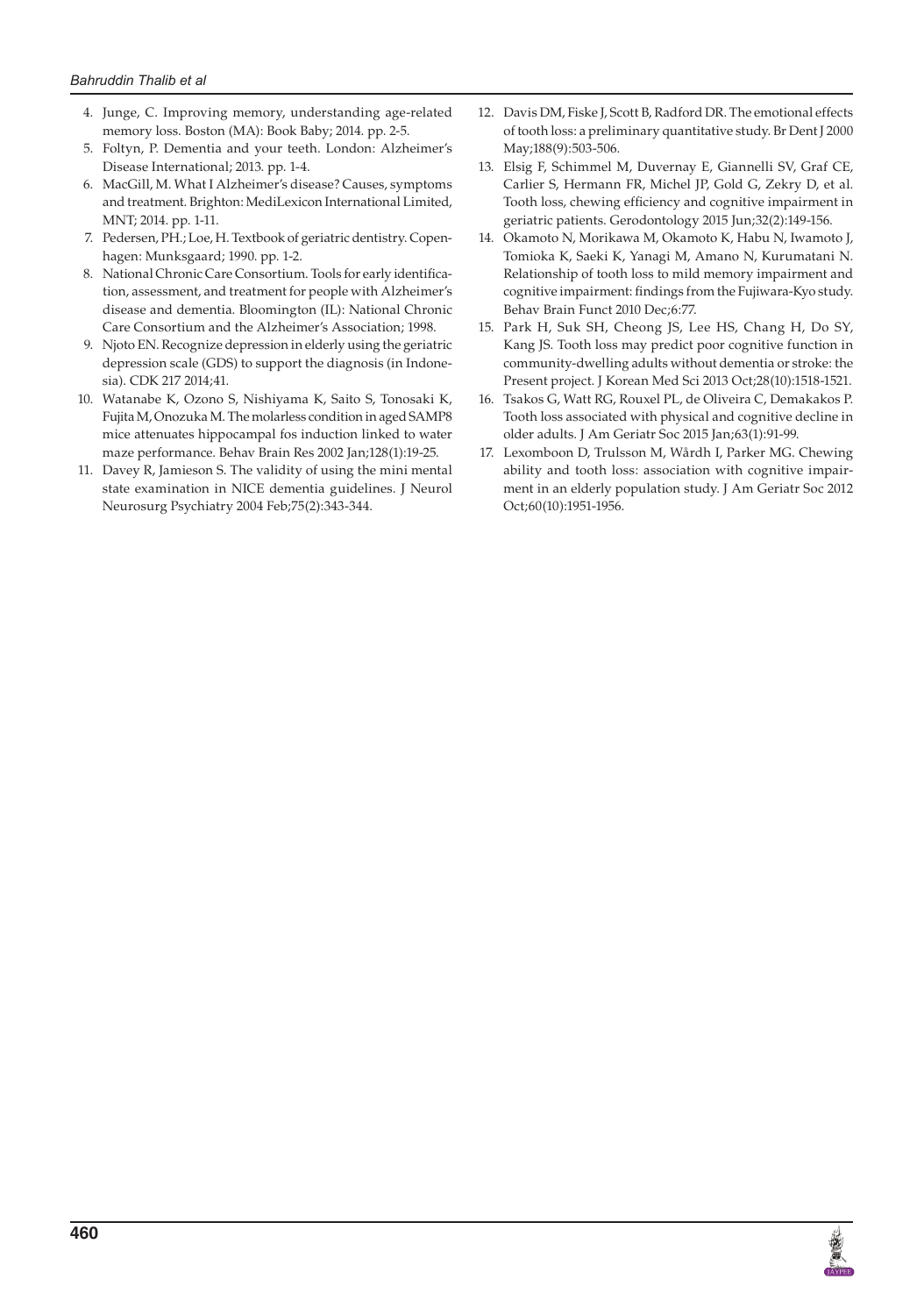4. Junge, C. Improving memory, understanding age-related memory loss. Boston (MA): Book Baby; 2014. pp. 2-5.
5. Foltyn, P. Dementia and your teeth. London: Alzheimer's Disease International; 2013. pp. 1-4.
6. MacGill, M. What I Alzheimer's disease? Causes, symptoms and treatment. Brighton: MediLexicon International Limited, MNT; 2014. pp. 1-11.
7. Pedersen, PH.; Loe, H. Textbook of geriatric dentistry. Copenhagen: Munksgaard; 1990. pp. 1-2.
8. National Chronic Care Consortium. Tools for early identification, assessment, and treatment for people with Alzheimer's disease and dementia. Bloomington (IL): National Chronic Care Consortium and the Alzheimer's Association; 1998.
9. Njoto EN. Recognize depression in elderly using the geriatric depression scale (GDS) to support the diagnosis (in Indonesia). CDK 217 2014;41.
10. Watanabe K, Ozono S, Nishiyama K, Saito S, Tonosaki K, Fujita M, Onozuka M. The molarless condition in aged SAMP8 mice attenuates hippocampal fos induction linked to water maze performance. Behav Brain Res 2002 Jan;128(1):19-25.
11. Davey R, Jamieson S. The validity of using the mini mental state examination in NICE dementia guidelines. J Neurol Neurosurg Psychiatry 2004 Feb;75(2):343-344.
12. Davis DM, Fiske J, Scott B, Radford DR. The emotional effects of tooth loss: a preliminary quantitative study. Br Dent J 2000 May;188(9):503-506.
13. Elsig F, Schimmel M, Duvernay E, Giannelli SV, Graf CE, Carlier S, Hermann FR, Michel JP, Gold G, Zekry D, et al. Tooth loss, chewing efficiency and cognitive impairment in geriatric patients. Gerodontology 2015 Jun;32(2):149-156.
14. Okamoto N, Morikawa M, Okamoto K, Habu N, Iwamoto J, Tomioka K, Saeki K, Yanagi M, Amano N, Kurumatani N. Relationship of tooth loss to mild memory impairment and cognitive impairment: findings from the Fujiwara-Kyo study. Behav Brain Funct 2010 Dec;6:77.
15. Park H, Suk SH, Cheong JS, Lee HS, Chang H, Do SY, Kang JS. Tooth loss may predict poor cognitive function in community-dwelling adults without dementia or stroke: the Present project. J Korean Med Sci 2013 Oct;28(10):1518-1521.
16. Tsakos G, Watt RG, Rouxel PL, de Oliveira C, Demakakos P. Tooth loss associated with physical and cognitive decline in older adults. J Am Geriatr Soc 2015 Jan;63(1):91-99.
17. Lexomboon D, Trulsson M, Wårdh I, Parker MG. Chewing ability and tooth loss: association with cognitive impairment in an elderly population study. J Am Geriatr Soc 2012 Oct;60(10):1951-1956.